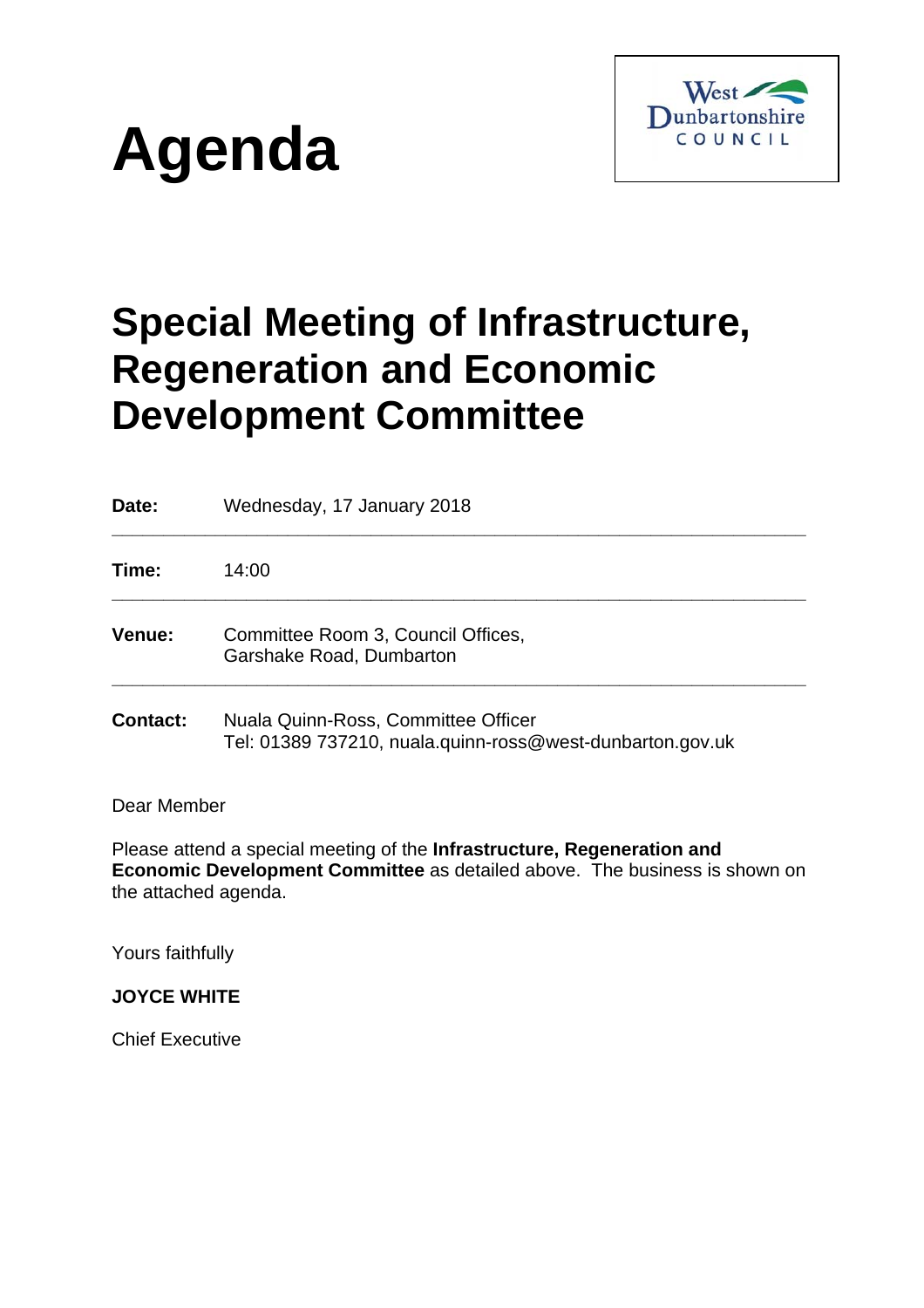# Agenda

West Dunbartonshire COUNCIL

## Special Meeting of Infrastructure, Regeneration and Economic Development Committee

**Date:** Wednesday, 17 January 2018

---

**Time:** 14:00

---

**Venue:** Committee Room 3, Council Offices, Garshake Road, Dumbarton

---

**Contact:** Nuala Quinn-Ross, Committee Officer
Tel: 01389 737210, nuala.quinn-ross@west-dunbarton.gov.uk

Dear Member

Please attend a special meeting of the **Infrastructure, Regeneration and Economic Development Committee** as detailed above. The business is shown on the attached agenda.

Yours faithfully

**JOYCE WHITE**

Chief Executive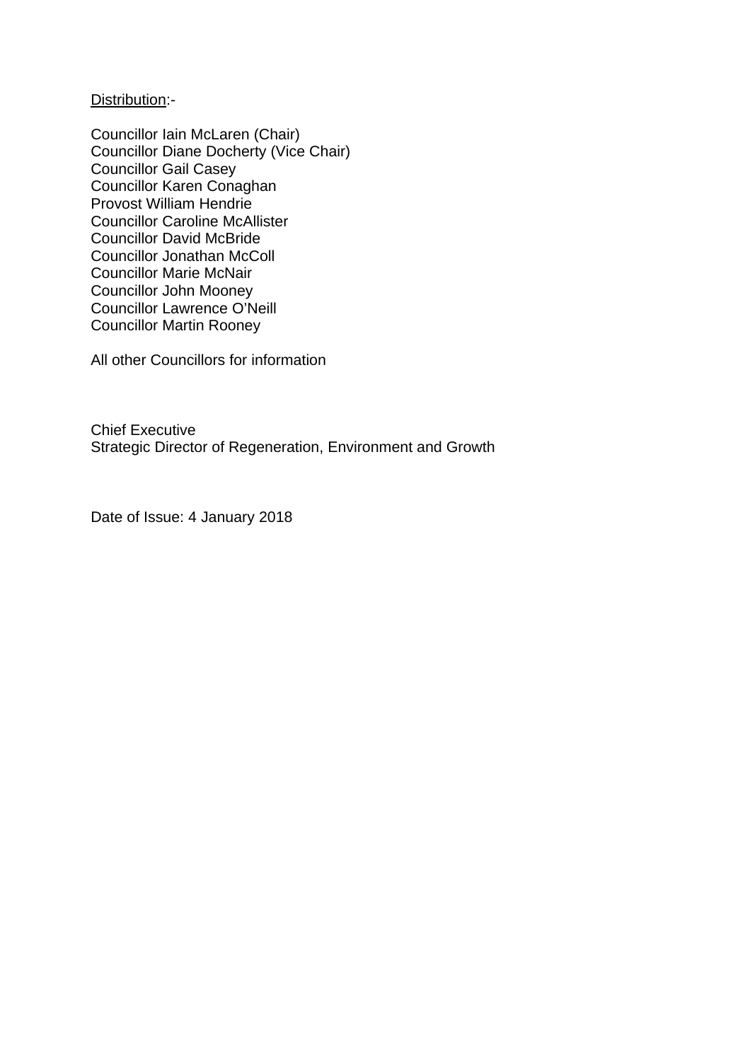<u>Distribution</u>:-

Councillor Iain McLaren (Chair)
Councillor Diane Docherty (Vice Chair)
Councillor Gail Casey
Councillor Karen Conaghan
Provost William Hendrie
Councillor Caroline McAllister
Councillor David McBride
Councillor Jonathan McColl
Councillor Marie McNair
Councillor John Mooney
Councillor Lawrence O'Neill
Councillor Martin Rooney

All other Councillors for information

Chief Executive
Strategic Director of Regeneration, Environment and Growth

Date of Issue: 4 January 2018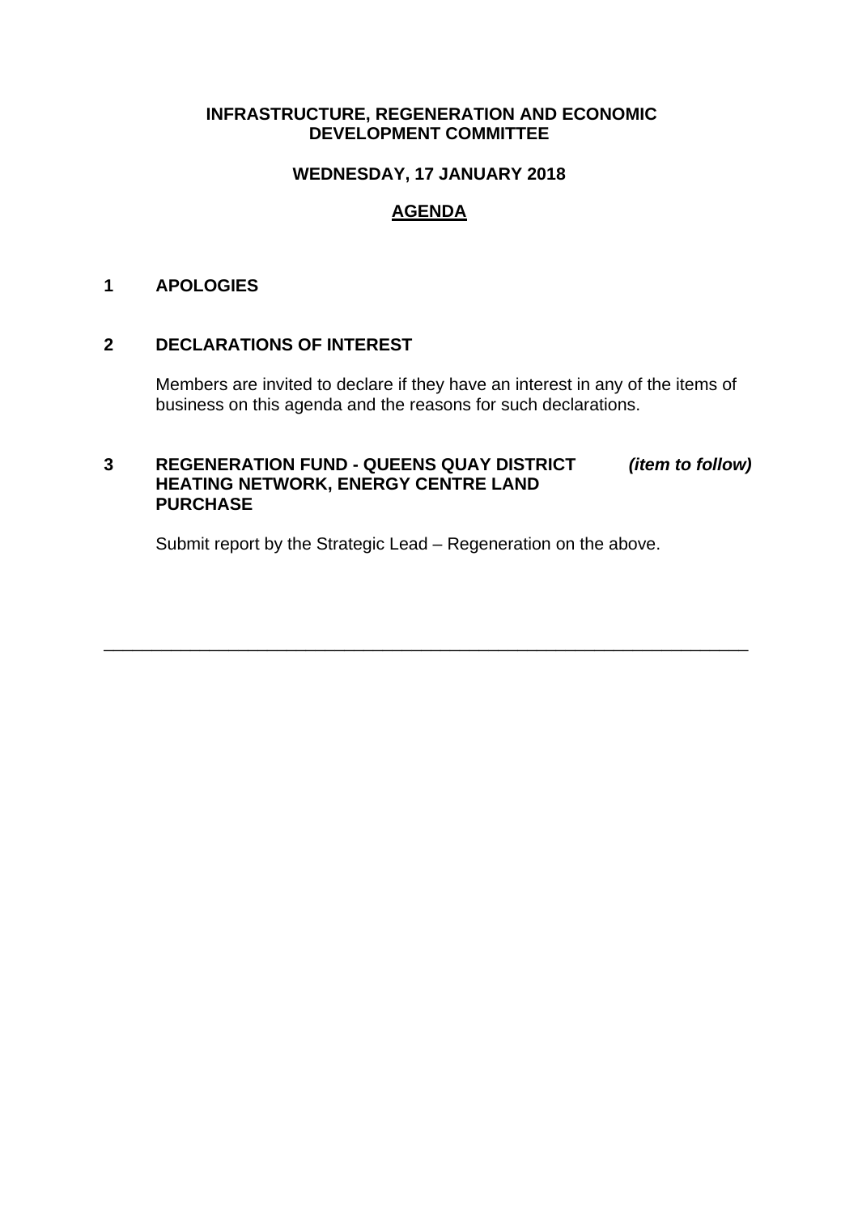**INFRASTRUCTURE, REGENERATION AND ECONOMIC DEVELOPMENT COMMITTEE**

**WEDNESDAY, 17 JANUARY 2018**

**AGENDA**

**1 APOLOGIES**

**2 DECLARATIONS OF INTEREST**

Members are invited to declare if they have an interest in any of the items of business on this agenda and the reasons for such declarations.

**3 REGENERATION FUND - QUEENS QUAY DISTRICT HEATING NETWORK, ENERGY CENTRE LAND PURCHASE** ***(item to follow)***

Submit report by the Strategic Lead – Regeneration on the above.

---